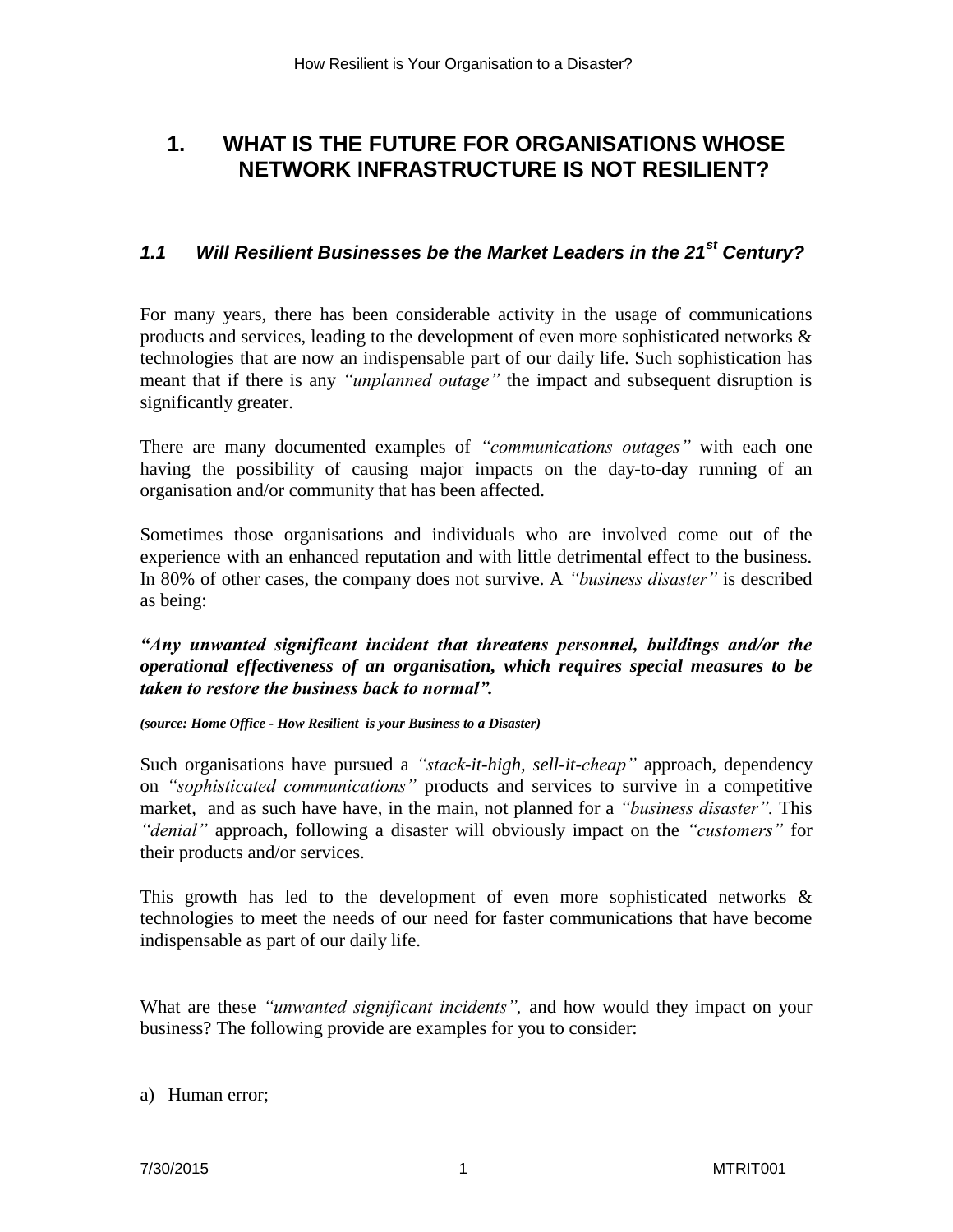# 1. WHAT IS THE FUTURE FOR ORGANISATIONS WHOSE NETWORK INFRASTRUCTURE IS NOT RESILIENT?

## *1.1 Will Resilient Businesses be the Market Leaders in the 21st Century?*

For many years, there has been considerable activity in the usage of communications products and services, leading to the development of even more sophisticated networks & technologies that are now an indispensable part of our daily life. Such sophistication has meant that if there is any *"unplanned outage"* the impact and subsequent disruption is significantly greater.

There are many documented examples of *"communications outages"* with each one having the possibility of causing major impacts on the day-to-day running of an organisation and/or community that has been affected.

Sometimes those organisations and individuals who are involved come out of the experience with an enhanced reputation and with little detrimental effect to the business. In 80% of other cases, the company does not survive. A *"business disaster"* is described as being:

***"Any unwanted significant incident that threatens personnel, buildings and/or the operational effectiveness of an organisation, which requires special measures to be taken to restore the business back to normal".***

***(source: Home Office - How Resilient is your Business to a Disaster)***

Such organisations have pursued a *"stack-it-high, sell-it-cheap"* approach, dependency on *"sophisticated communications"* products and services to survive in a competitive market, and as such have have, in the main, not planned for a *"business disaster"*. This *"denial"* approach, following a disaster will obviously impact on the *"customers"* for their products and/or services.

This growth has led to the development of even more sophisticated networks & technologies to meet the needs of our need for faster communications that have become indispensable as part of our daily life.

What are these *"unwanted significant incidents"*, and how would they impact on your business? The following provide are examples for you to consider:

a) Human error;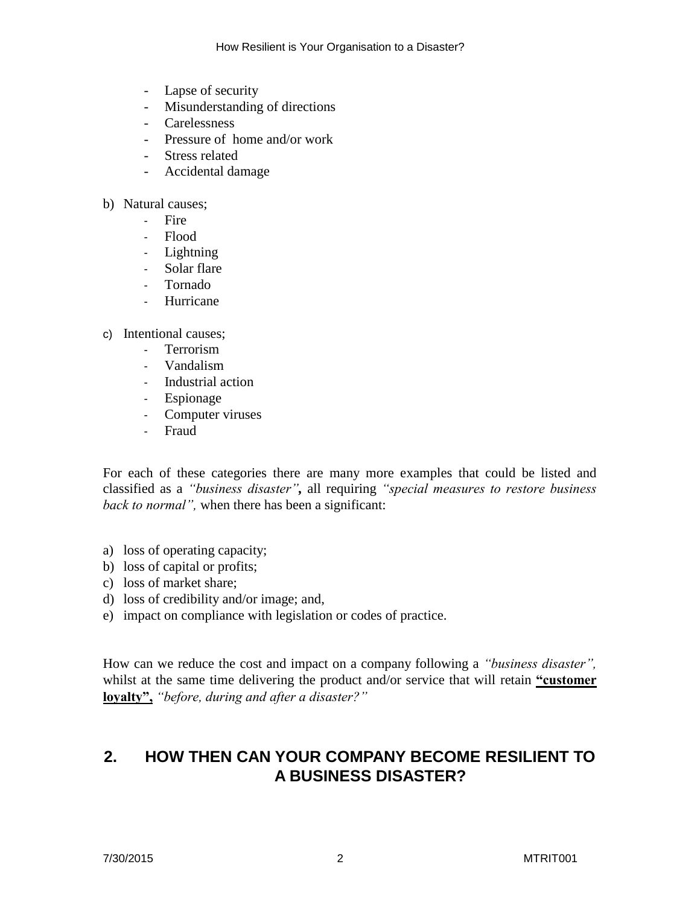- Lapse of security
- Misunderstanding of directions
- Carelessness
- Pressure of home and/or work
- Stress related
- Accidental damage

b) Natural causes;
   - Fire
   - Flood
   - Lightning
   - Solar flare
   - Tornado
   - Hurricane

c) Intentional causes;
   - Terrorism
   - Vandalism
   - Industrial action
   - Espionage
   - Computer viruses
   - Fraud

For each of these categories there are many more examples that could be listed and classified as a *"business disaster"***,** all requiring *"special measures to restore business back to normal",* when there has been a significant:

a) loss of operating capacity;
b) loss of capital or profits;
c) loss of market share;
d) loss of credibility and/or image; and,
e) impact on compliance with legislation or codes of practice.

How can we reduce the cost and impact on a company following a *"business disaster",* whilst at the same time delivering the product and/or service that will retain **"customer loyalty",** *"before, during and after a disaster?"*

## 2. HOW THEN CAN YOUR COMPANY BECOME RESILIENT TO A BUSINESS DISASTER?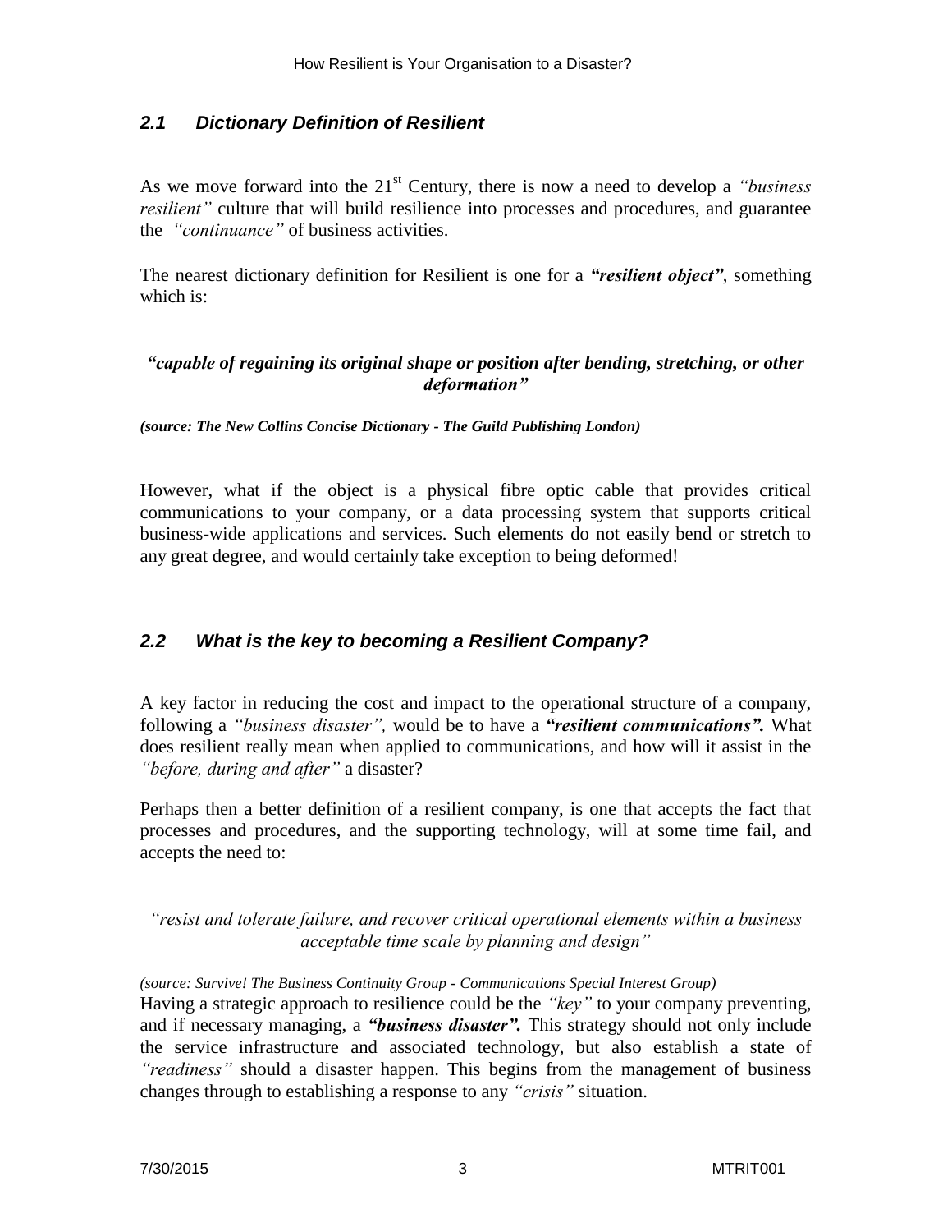## 2.1 Dictionary Definition of Resilient

As we move forward into the 21st Century, there is now a need to develop a *"business resilient"* culture that will build resilience into processes and procedures, and guarantee the *"continuance"* of business activities.

The nearest dictionary definition for Resilient is one for a ***"resilient object"***, something which is:

***"capable of regaining its original shape or position after bending, stretching, or other deformation"***

***(source: The New Collins Concise Dictionary - The Guild Publishing London)***

However, what if the object is a physical fibre optic cable that provides critical communications to your company, or a data processing system that supports critical business-wide applications and services. Such elements do not easily bend or stretch to any great degree, and would certainly take exception to being deformed!

## 2.2 What is the key to becoming a Resilient Company?

A key factor in reducing the cost and impact to the operational structure of a company, following a *"business disaster",* would be to have a ***"resilient communications".*** What does resilient really mean when applied to communications, and how will it assist in the *"before, during and after"* a disaster?

Perhaps then a better definition of a resilient company, is one that accepts the fact that processes and procedures, and the supporting technology, will at some time fail, and accepts the need to:

*"resist and tolerate failure, and recover critical operational elements within a business acceptable time scale by planning and design"*

*(source: Survive! The Business Continuity Group - Communications Special Interest Group)*

Having a strategic approach to resilience could be the *"key"* to your company preventing, and if necessary managing, a ***"business disaster".*** This strategy should not only include the service infrastructure and associated technology, but also establish a state of *"readiness"* should a disaster happen. This begins from the management of business changes through to establishing a response to any *"crisis"* situation.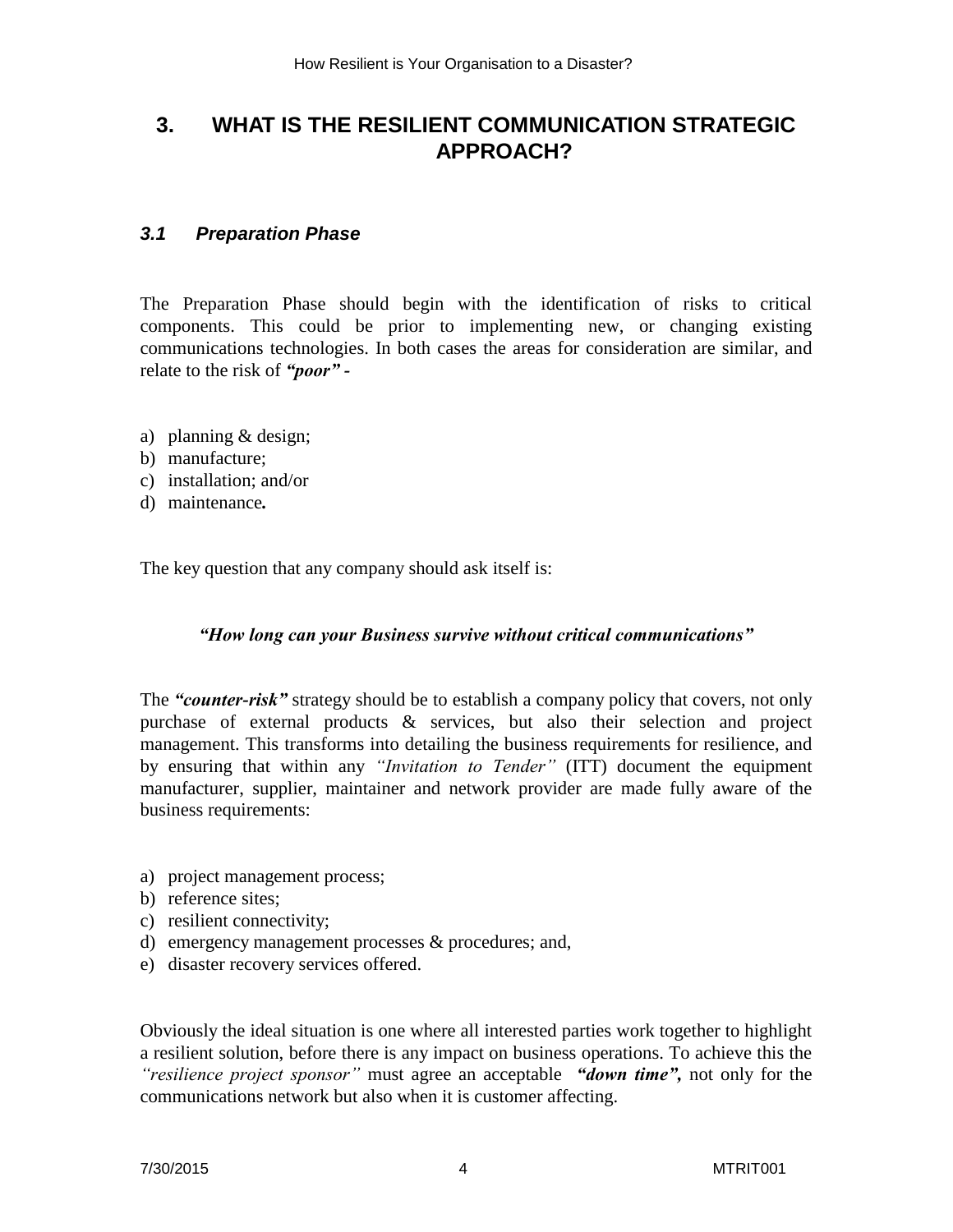# 3. WHAT IS THE RESILIENT COMMUNICATION STRATEGIC APPROACH?

### *3.1 Preparation Phase*

The Preparation Phase should begin with the identification of risks to critical components. This could be prior to implementing new, or changing existing communications technologies. In both cases the areas for consideration are similar, and relate to the risk of ***"poor"*** -

a) planning & design;
b) manufacture;
c) installation; and/or
d) maintenance**.**

The key question that any company should ask itself is:

***"How long can your Business survive without critical communications"***

The ***"counter-risk"*** strategy should be to establish a company policy that covers, not only purchase of external products & services, but also their selection and project management. This transforms into detailing the business requirements for resilience, and by ensuring that within any *"Invitation to Tender"* (ITT) document the equipment manufacturer, supplier, maintainer and network provider are made fully aware of the business requirements:

a) project management process;
b) reference sites;
c) resilient connectivity;
d) emergency management processes & procedures; and,
e) disaster recovery services offered.

Obviously the ideal situation is one where all interested parties work together to highlight a resilient solution, before there is any impact on business operations. To achieve this the *"resilience project sponsor"* must agree an acceptable ***"down time",*** not only for the communications network but also when it is customer affecting.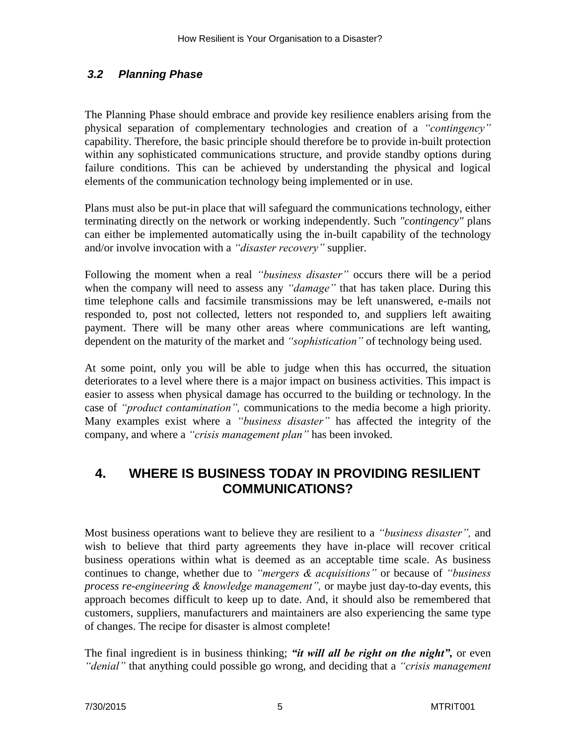### *3.2 Planning Phase*

The Planning Phase should embrace and provide key resilience enablers arising from the physical separation of complementary technologies and creation of a *"contingency"* capability. Therefore, the basic principle should therefore be to provide in-built protection within any sophisticated communications structure, and provide standby options during failure conditions. This can be achieved by understanding the physical and logical elements of the communication technology being implemented or in use.

Plans must also be put-in place that will safeguard the communications technology, either terminating directly on the network or working independently. Such *"contingency"* plans can either be implemented automatically using the in-built capability of the technology and/or involve invocation with a *"disaster recovery"* supplier.

Following the moment when a real *"business disaster"* occurs there will be a period when the company will need to assess any *"damage"* that has taken place. During this time telephone calls and facsimile transmissions may be left unanswered, e-mails not responded to, post not collected, letters not responded to, and suppliers left awaiting payment. There will be many other areas where communications are left wanting, dependent on the maturity of the market and *"sophistication"* of technology being used.

At some point, only you will be able to judge when this has occurred, the situation deteriorates to a level where there is a major impact on business activities. This impact is easier to assess when physical damage has occurred to the building or technology. In the case of *"product contamination",* communications to the media become a high priority. Many examples exist where a *"business disaster"* has affected the integrity of the company, and where a *"crisis management plan"* has been invoked.

## 4. WHERE IS BUSINESS TODAY IN PROVIDING RESILIENT COMMUNICATIONS?

Most business operations want to believe they are resilient to a *"business disaster",* and wish to believe that third party agreements they have in-place will recover critical business operations within what is deemed as an acceptable time scale. As business continues to change, whether due to *"mergers & acquisitions"* or because of *"business process re-engineering & knowledge management",* or maybe just day-to-day events, this approach becomes difficult to keep up to date. And, it should also be remembered that customers, suppliers, manufacturers and maintainers are also experiencing the same type of changes. The recipe for disaster is almost complete!

The final ingredient is in business thinking; ***"it will all be right on the night",*** or even *"denial"* that anything could possible go wrong, and deciding that a *"crisis management*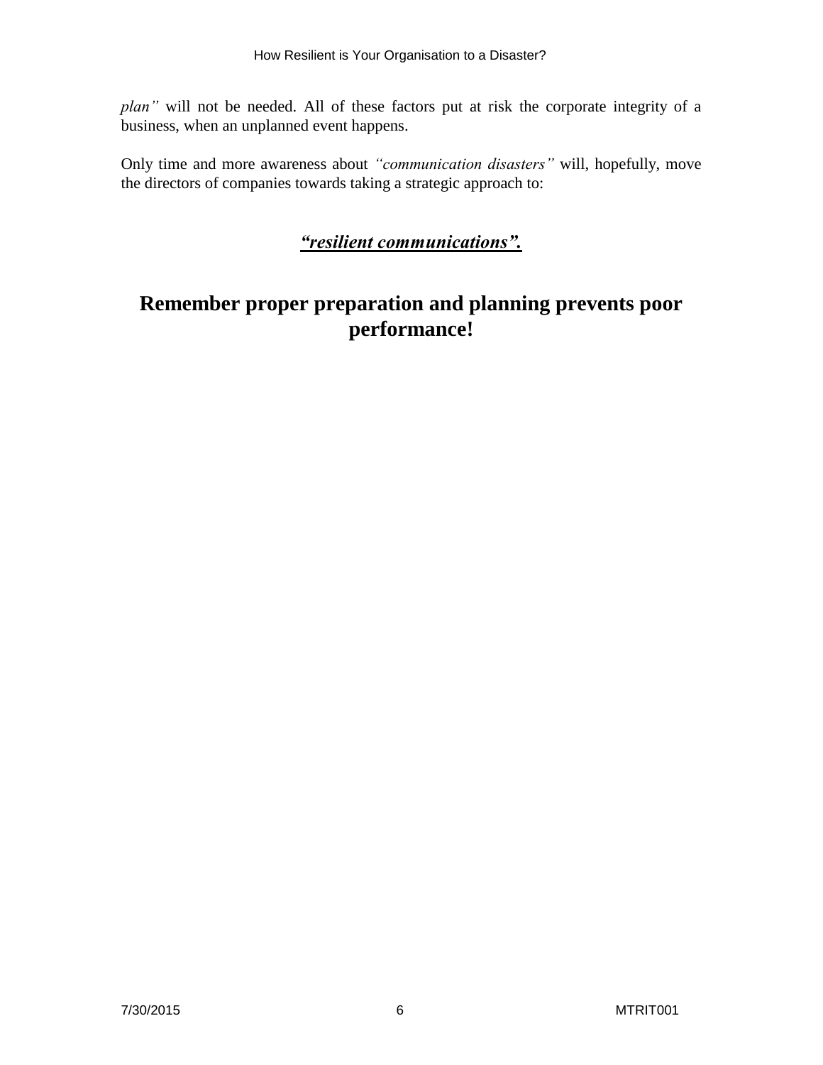*plan"* will not be needed. All of these factors put at risk the corporate integrity of a business, when an unplanned event happens.

Only time and more awareness about *"communication disasters"* will, hopefully, move the directors of companies towards taking a strategic approach to:

***"resilient communications".***

**Remember proper preparation and planning prevents poor performance!**